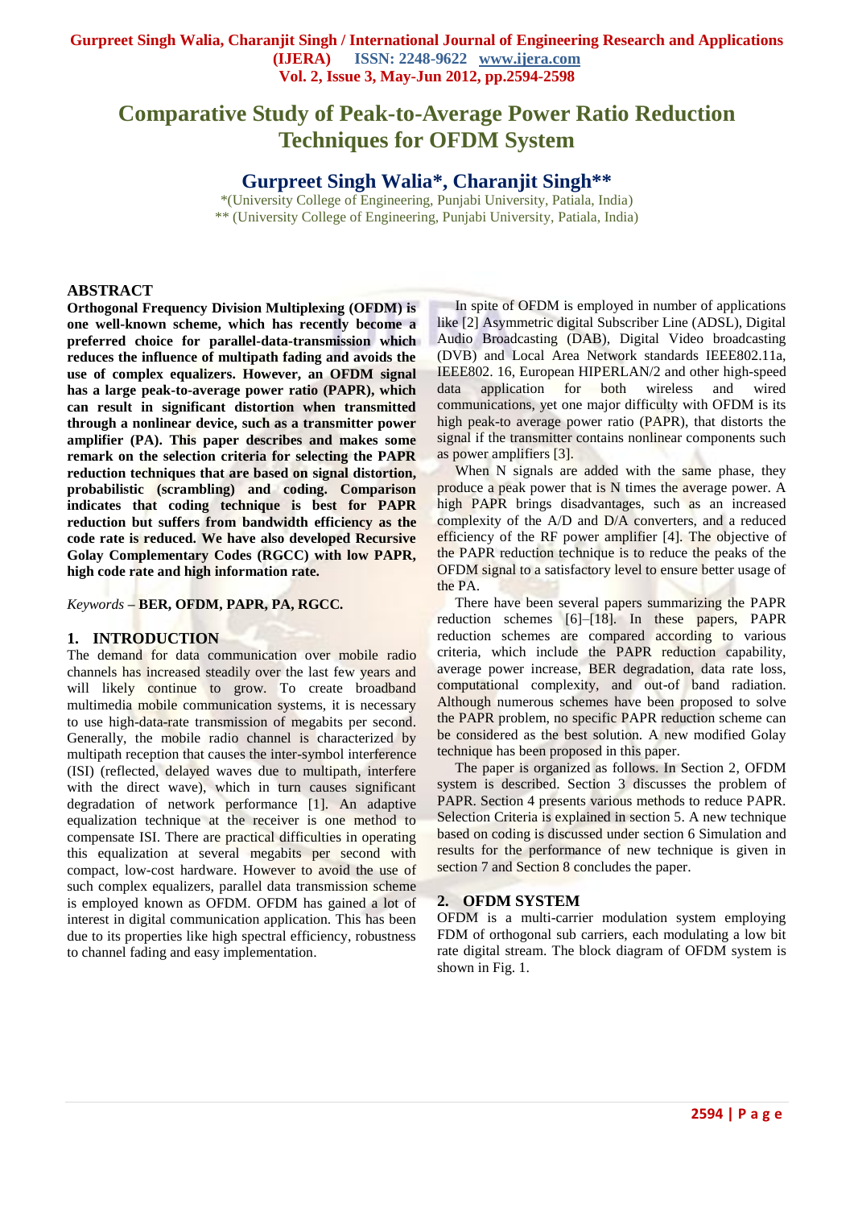# Comparative Study of Peak-to-Average Power Ratio Reduction Techniques for OFDM System

## Gurpreet Singh Walia*, Charanjit Singh**

*(University College of Engineering, Punjabi University, Patiala, India)
** (University College of Engineering, Punjabi University, Patiala, India)

## ABSTRACT

**Orthogonal Frequency Division Multiplexing (OFDM) is one well-known scheme, which has recently become a preferred choice for parallel-data-transmission which reduces the influence of multipath fading and avoids the use of complex equalizers. However, an OFDM signal has a large peak-to-average power ratio (PAPR), which can result in significant distortion when transmitted through a nonlinear device, such as a transmitter power amplifier (PA). This paper describes and makes some remark on the selection criteria for selecting the PAPR reduction techniques that are based on signal distortion, probabilistic (scrambling) and coding. Comparison indicates that coding technique is best for PAPR reduction but suffers from bandwidth efficiency as the code rate is reduced. We have also developed Recursive Golay Complementary Codes (RGCC) with low PAPR, high code rate and high information rate.**

*Keywords* – **BER, OFDM, PAPR, PA, RGCC.**

## 1. INTRODUCTION

The demand for data communication over mobile radio channels has increased steadily over the last few years and will likely continue to grow. To create broadband multimedia mobile communication systems, it is necessary to use high-data-rate transmission of megabits per second. Generally, the mobile radio channel is characterized by multipath reception that causes the inter-symbol interference (ISI) (reflected, delayed waves due to multipath, interfere with the direct wave), which in turn causes significant degradation of network performance [1]. An adaptive equalization technique at the receiver is one method to compensate ISI. There are practical difficulties in operating this equalization at several megabits per second with compact, low-cost hardware. However to avoid the use of such complex equalizers, parallel data transmission scheme is employed known as OFDM. OFDM has gained a lot of interest in digital communication application. This has been due to its properties like high spectral efficiency, robustness to channel fading and easy implementation.

In spite of OFDM is employed in number of applications like [2] Asymmetric digital Subscriber Line (ADSL), Digital Audio Broadcasting (DAB), Digital Video broadcasting (DVB) and Local Area Network standards IEEE802.11a, IEEE802. 16, European HIPERLAN/2 and other high-speed data application for both wireless and wired communications, yet one major difficulty with OFDM is its high peak-to average power ratio (PAPR), that distorts the signal if the transmitter contains nonlinear components such as power amplifiers [3].

When N signals are added with the same phase, they produce a peak power that is N times the average power. A high PAPR brings disadvantages, such as an increased complexity of the A/D and D/A converters, and a reduced efficiency of the RF power amplifier [4]. The objective of the PAPR reduction technique is to reduce the peaks of the OFDM signal to a satisfactory level to ensure better usage of the PA.

There have been several papers summarizing the PAPR reduction schemes [6]–[18]. In these papers, PAPR reduction schemes are compared according to various criteria, which include the PAPR reduction capability, average power increase, BER degradation, data rate loss, computational complexity, and out-of band radiation. Although numerous schemes have been proposed to solve the PAPR problem, no specific PAPR reduction scheme can be considered as the best solution. A new modified Golay technique has been proposed in this paper.

The paper is organized as follows. In Section 2, OFDM system is described. Section 3 discusses the problem of PAPR. Section 4 presents various methods to reduce PAPR. Selection Criteria is explained in section 5. A new technique based on coding is discussed under section 6 Simulation and results for the performance of new technique is given in section 7 and Section 8 concludes the paper.

## 2. OFDM SYSTEM

OFDM is a multi-carrier modulation system employing FDM of orthogonal sub carriers, each modulating a low bit rate digital stream. The block diagram of OFDM system is shown in Fig. 1.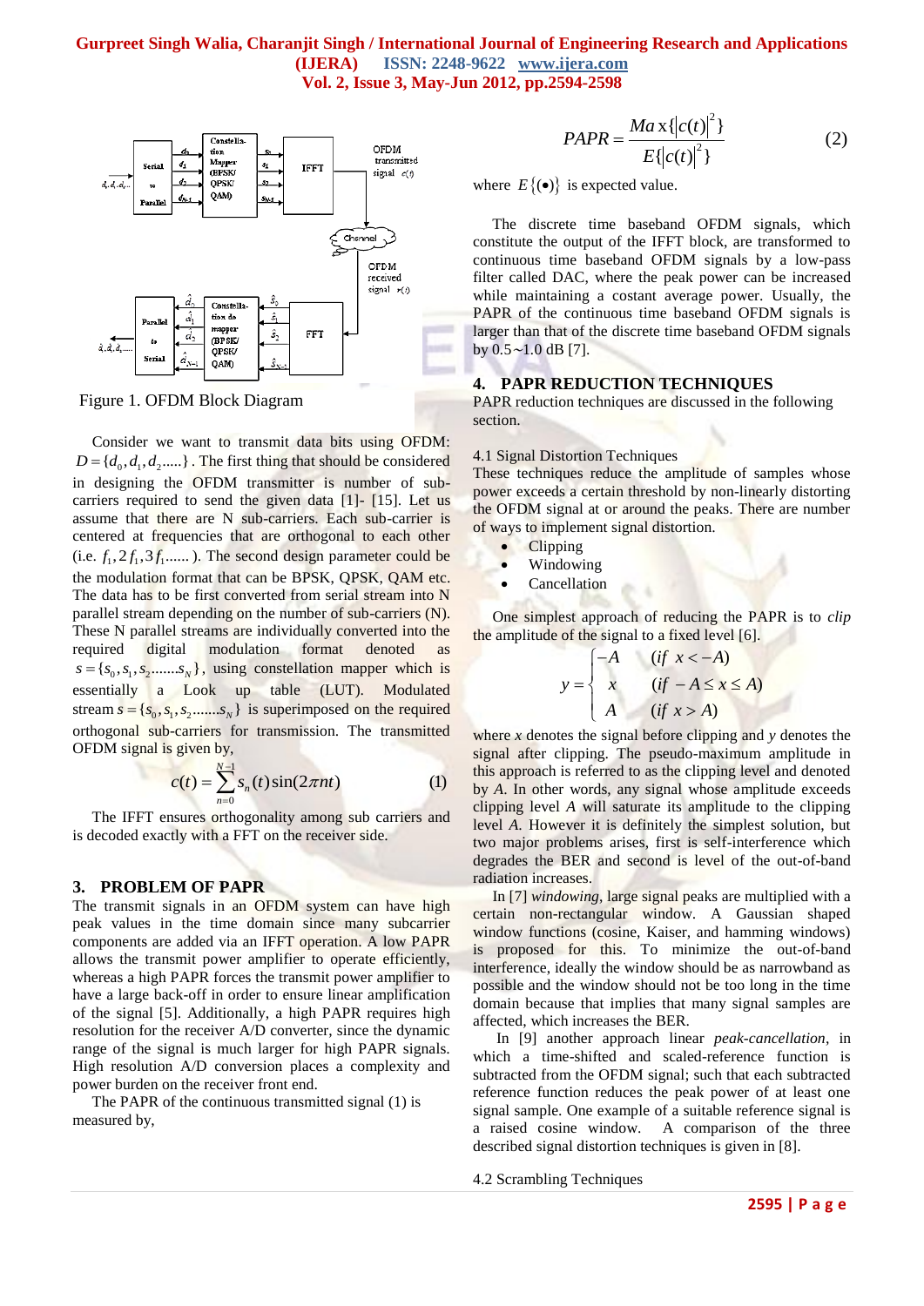Figure 1. OFDM Block Diagram

Consider we want to transmit data bits using OFDM: $D = \{d_0, d_1, d_2.....\}$. The first thing that should be considered in designing the OFDM transmitter is number of sub-carriers required to send the given data [1]- [15]. Let us assume that there are N sub-carriers. Each sub-carrier is centered at frequencies that are orthogonal to each other (i.e. $f_1, 2f_1, 3f_1......$). The second design parameter could be the modulation format that can be BPSK, QPSK, QAM etc. The data has to be first converted from serial stream into N parallel stream depending on the number of sub-carriers (N). These N parallel streams are individually converted into the required digital modulation format denoted as $s = \{s_0, s_1, s_2.......s_N\}$, using constellation mapper which is essentially a Look up table (LUT). Modulated stream $s = \{s_0, s_1, s_2.......s_N\}$ is superimposed on the required orthogonal sub-carriers for transmission. The transmitted OFDM signal is given by,

$$c(t) = \sum_{n=0}^{N-1} s_n(t)\sin(2\pi nt) \tag{1}$$

The IFFT ensures orthogonality among sub carriers and is decoded exactly with a FFT on the receiver side.

## 3. PROBLEM OF PAPR

The transmit signals in an OFDM system can have high peak values in the time domain since many subcarrier components are added via an IFFT operation. A low PAPR allows the transmit power amplifier to operate efficiently, whereas a high PAPR forces the transmit power amplifier to have a large back-off in order to ensure linear amplification of the signal [5]. Additionally, a high PAPR requires high resolution for the receiver A/D converter, since the dynamic range of the signal is much larger for high PAPR signals. High resolution A/D conversion places a complexity and power burden on the receiver front end.

The PAPR of the continuous transmitted signal (1) is measured by,

$$PAPR = \frac{Max\{|c(t)|^2\}}{E\{|c(t)|^2\}} \tag{2}$$

where $E\{(\bullet)\}$ is expected value.

The discrete time baseband OFDM signals, which constitute the output of the IFFT block, are transformed to continuous time baseband OFDM signals by a low-pass filter called DAC, where the peak power can be increased while maintaining a constant average power. Usually, the PAPR of the continuous time baseband OFDM signals is larger than that of the discrete time baseband OFDM signals by 0.5~1.0 dB [7].

## 4. PAPR REDUCTION TECHNIQUES

PAPR reduction techniques are discussed in the following section.

### 4.1 Signal Distortion Techniques

These techniques reduce the amplitude of samples whose power exceeds a certain threshold by non-linearly distorting the OFDM signal at or around the peaks. There are number of ways to implement signal distortion.

- Clipping
- Windowing
- Cancellation

One simplest approach of reducing the PAPR is to *clip* the amplitude of the signal to a fixed level [6].

$$y = \begin{cases} -A & (if\ x < -A) \\ x & (if\ -A \le x \le A) \\ A & (if\ x > A) \end{cases}$$

where *x* denotes the signal before clipping and *y* denotes the signal after clipping. The pseudo-maximum amplitude in this approach is referred to as the clipping level and denoted by *A*. In other words, any signal whose amplitude exceeds clipping level *A* will saturate its amplitude to the clipping level *A*. However it is definitely the simplest solution, but two major problems arises, first is self-interference which degrades the BER and second is level of the out-of-band radiation increases.

In [7] *windowing*, large signal peaks are multiplied with a certain non-rectangular window. A Gaussian shaped window functions (cosine, Kaiser, and hamming windows) is proposed for this. To minimize the out-of-band interference, ideally the window should be as narrowband as possible and the window should not be too long in the time domain because that implies that many signal samples are affected, which increases the BER.

In [9] another approach linear *peak-cancellation*, in which a time-shifted and scaled-reference function is subtracted from the OFDM signal; such that each subtracted reference function reduces the peak power of at least one signal sample. One example of a suitable reference signal is a raised cosine window. A comparison of the three described signal distortion techniques is given in [8].

### 4.2 Scrambling Techniques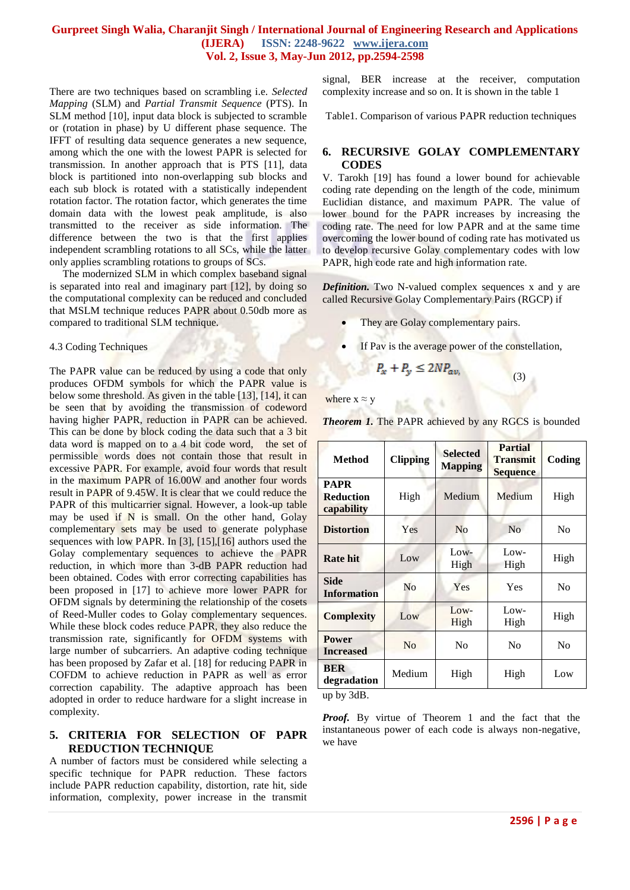There are two techniques based on scrambling i.e. *Selected Mapping* (SLM) and *Partial Transmit Sequence* (PTS). In SLM method [10], input data block is subjected to scramble or (rotation in phase) by U different phase sequence. The IFFT of resulting data sequence generates a new sequence, among which the one with the lowest PAPR is selected for transmission. In another approach that is PTS [11], data block is partitioned into non-overlapping sub blocks and each sub block is rotated with a statistically independent rotation factor. The rotation factor, which generates the time domain data with the lowest peak amplitude, is also transmitted to the receiver as side information. The difference between the two is that the first applies independent scrambling rotations to all SCs, while the latter only applies scrambling rotations to groups of SCs.

The modernized SLM in which complex baseband signal is separated into real and imaginary part [12], by doing so the computational complexity can be reduced and concluded that MSLM technique reduces PAPR about 0.50db more as compared to traditional SLM technique.

4.3 Coding Techniques

The PAPR value can be reduced by using a code that only produces OFDM symbols for which the PAPR value is below some threshold. As given in the table [13], [14], it can be seen that by avoiding the transmission of codeword having higher PAPR, reduction in PAPR can be achieved. This can be done by block coding the data such that a 3 bit data word is mapped on to a 4 bit code word, the set of permissible words does not contain those that result in excessive PAPR. For example, avoid four words that result in the maximum PAPR of 16.00W and another four words result in PAPR of 9.45W. It is clear that we could reduce the PAPR of this multicarrier signal. However, a look-up table may be used if N is small. On the other hand, Golay complementary sets may be used to generate polyphase sequences with low PAPR. In [3], [15],[16] authors used the Golay complementary sequences to achieve the PAPR reduction, in which more than 3-dB PAPR reduction had been obtained. Codes with error correcting capabilities has been proposed in [17] to achieve more lower PAPR for OFDM signals by determining the relationship of the cosets of Reed-Muller codes to Golay complementary sequences. While these block codes reduce PAPR, they also reduce the transmission rate, significantly for OFDM systems with large number of subcarriers. An adaptive coding technique has been proposed by Zafar et al. [18] for reducing PAPR in COFDM to achieve reduction in PAPR as well as error correction capability. The adaptive approach has been adopted in order to reduce hardware for a slight increase in complexity.

## 5. CRITERIA FOR SELECTION OF PAPR REDUCTION TECHNIQUE

A number of factors must be considered while selecting a specific technique for PAPR reduction. These factors include PAPR reduction capability, distortion, rate hit, side information, complexity, power increase in the transmit signal, BER increase at the receiver, computation complexity increase and so on. It is shown in the table 1

Table1. Comparison of various PAPR reduction techniques

| Method | Clipping | Selected Mapping | Partial Transmit Sequence | Coding |
|---|---|---|---|---|
| **PAPR Reduction capability** | High | Medium | Medium | High |
| **Distortion** | Yes | No | No | No |
| **Rate hit** | Low | Low-High | Low-High | High |
| **Side Information** | No | Yes | Yes | No |
| **Complexity** | Low | Low-High | Low-High | High |
| **Power Increased** | No | No | No | No |
| **BER degradation** | Medium | High | High | Low |

## 6. RECURSIVE GOLAY COMPLEMENTARY CODES

V. Tarokh [19] has found a lower bound for achievable coding rate depending on the length of the code, minimum Euclidian distance, and maximum PAPR. The value of lower bound for the PAPR increases by increasing the coding rate. The need for low PAPR and at the same time overcoming the lower bound of coding rate has motivated us to develop recursive Golay complementary codes with low PAPR, high code rate and high information rate.

***Definition.*** Two N-valued complex sequences x and y are called Recursive Golay Complementary Pairs (RGCP) if

- They are Golay complementary pairs.
- If Pav is the average power of the constellation,

$$P_x + P_y \leq 2NP_{av,} \tag{3}$$

where x ≈ y

***Theorem 1.*** The PAPR achieved by any RGCS is bounded up by 3dB.

***Proof.*** By virtue of Theorem 1 and the fact that the instantaneous power of each code is always non-negative, we have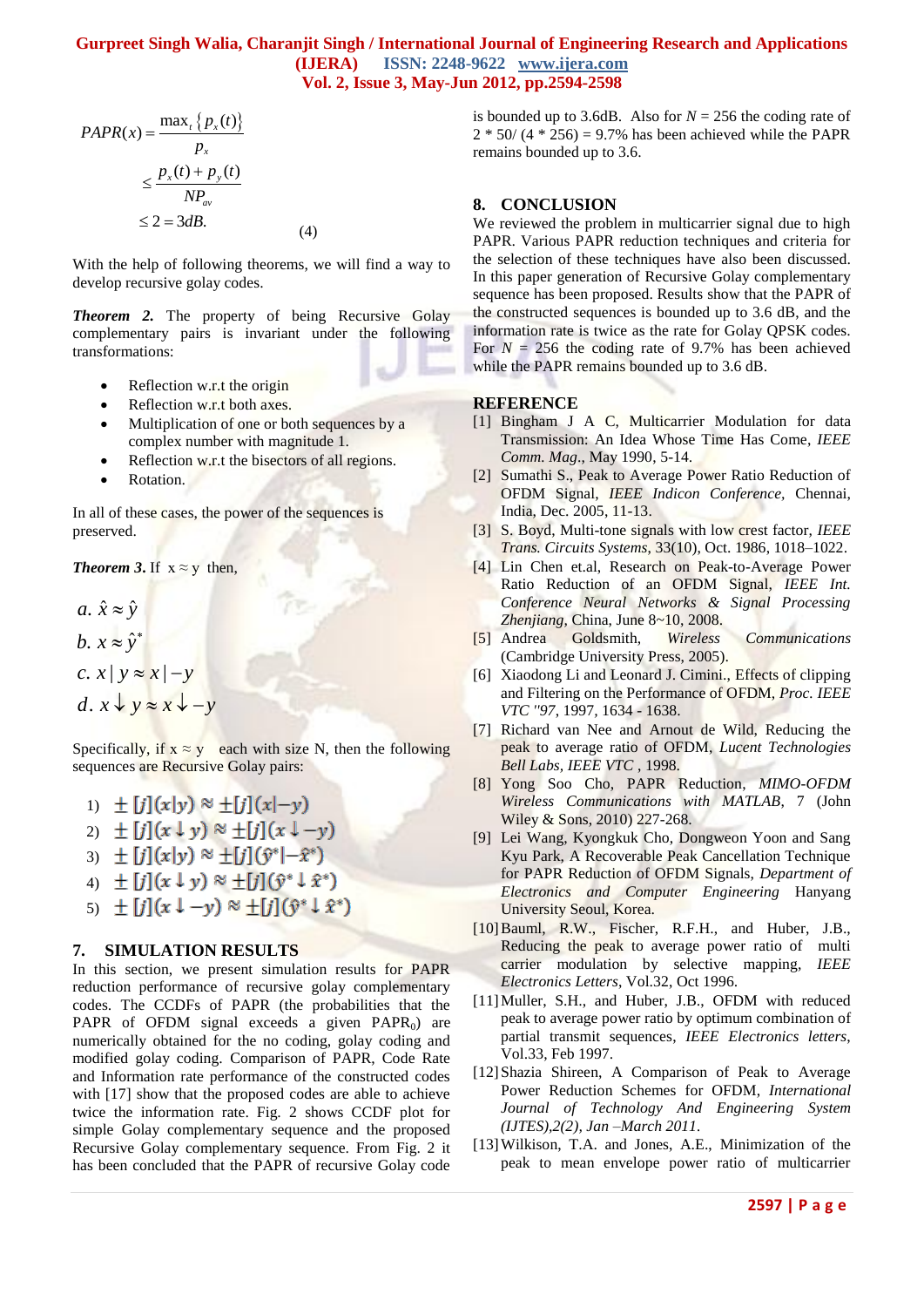$$PAPR(x) = \frac{\max_t \{p_x(t)\}}{p_x}$$
$$\leq \frac{p_x(t) + p_y(t)}{NP_{av}}$$
$$\leq 2 = 3dB. \qquad (4)$$

With the help of following theorems, we will find a way to develop recursive golay codes.

***Theorem 2.*** The property of being Recursive Golay complementary pairs is invariant under the following transformations:

- Reflection w.r.t the origin
- Reflection w.r.t both axes.
- Multiplication of one or both sequences by a complex number with magnitude 1.
- Reflection w.r.t the bisectors of all regions.
- Rotation.

In all of these cases, the power of the sequences is preserved.

***Theorem 3.*** If $x \approx y$ then,

$$a.\ \hat{x} \approx \hat{y}$$
$$b.\ x \approx \hat{y}^*$$
$$c.\ x \,|\, y \approx x \,|\, -y$$
$$d.\ x \downarrow y \approx x \downarrow -y$$

Specifically, if $x \approx y$ each with size N, then the following sequences are Recursive Golay pairs:

1) $\pm[j](x|y) \approx \pm[j](x|-y)$
2) $\pm[j](x \downarrow y) \approx \pm[j](x \downarrow -y)$
3) $\pm[j](x|y) \approx \pm[j](\hat{y}^*|-\hat{x}^*)$
4) $\pm[j](x \downarrow y) \approx \pm[j](\hat{y}^* \downarrow \hat{x}^*)$
5) $\pm[j](x \downarrow -y) \approx \pm[j](\hat{y}^* \downarrow \hat{x}^*)$

## 7. SIMULATION RESULTS

In this section, we present simulation results for PAPR reduction performance of recursive golay complementary codes. The CCDFs of PAPR (the probabilities that the PAPR of OFDM signal exceeds a given $PAPR_0$) are numerically obtained for the no coding, golay coding and modified golay coding. Comparison of PAPR, Code Rate and Information rate performance of the constructed codes with [17] show that the proposed codes are able to achieve twice the information rate. Fig. 2 shows CCDF plot for simple Golay complementary sequence and the proposed Recursive Golay complementary sequence. From Fig. 2 it has been concluded that the PAPR of recursive Golay code is bounded up to 3.6dB. Also for $N = 256$ the coding rate of $2 * 50/ (4 * 256) = 9.7\%$ has been achieved while the PAPR remains bounded up to 3.6.

## 8. CONCLUSION

We reviewed the problem in multicarrier signal due to high PAPR. Various PAPR reduction techniques and criteria for the selection of these techniques have also been discussed. In this paper generation of Recursive Golay complementary sequence has been proposed. Results show that the PAPR of the constructed sequences is bounded up to 3.6 dB, and the information rate is twice as the rate for Golay QPSK codes. For $N = 256$ the coding rate of 9.7% has been achieved while the PAPR remains bounded up to 3.6 dB.

## REFERENCE

[1] Bingham J A C, Multicarrier Modulation for data Transmission: An Idea Whose Time Has Come, *IEEE Comm. Mag*., May 1990, 5-14.

[2] Sumathi S., Peak to Average Power Ratio Reduction of OFDM Signal, *IEEE Indicon Conference*, Chennai, India, Dec. 2005, 11-13.

[3] S. Boyd, Multi-tone signals with low crest factor, *IEEE Trans. Circuits Systems*, 33(10), Oct. 1986, 1018–1022.

[4] Lin Chen et.al, Research on Peak-to-Average Power Ratio Reduction of an OFDM Signal, *IEEE Int. Conference Neural Networks & Signal Processing Zhenjiang*, China, June 8~10, 2008.

[5] Andrea Goldsmith, *Wireless Communications* (Cambridge University Press, 2005).

[6] Xiaodong Li and Leonard J. Cimini., Effects of clipping and Filtering on the Performance of OFDM, *Proc. IEEE VTC "97*, 1997, 1634 - 1638.

[7] Richard van Nee and Arnout de Wild, Reducing the peak to average ratio of OFDM, *Lucent Technologies Bell Labs, IEEE VTC* , 1998.

[8] Yong Soo Cho, PAPR Reduction, *MIMO-OFDM Wireless Communications with MATLAB*, 7 (John Wiley & Sons, 2010) 227-268.

[9] Lei Wang, Kyongkuk Cho, Dongweon Yoon and Sang Kyu Park, A Recoverable Peak Cancellation Technique for PAPR Reduction of OFDM Signals, *Department of Electronics and Computer Engineering* Hanyang University Seoul, Korea.

[10] Bauml, R.W., Fischer, R.F.H., and Huber, J.B., Reducing the peak to average power ratio of multi carrier modulation by selective mapping, *IEEE Electronics Letters*, Vol.32, Oct 1996.

[11] Muller, S.H., and Huber, J.B., OFDM with reduced peak to average power ratio by optimum combination of partial transmit sequences, *IEEE Electronics letters*, Vol.33, Feb 1997.

[12] Shazia Shireen, A Comparison of Peak to Average Power Reduction Schemes for OFDM, *International Journal of Technology And Engineering System (IJTES),2(2), Jan –March 2011.*

[13] Wilkison, T.A. and Jones, A.E., Minimization of the peak to mean envelope power ratio of multicarrier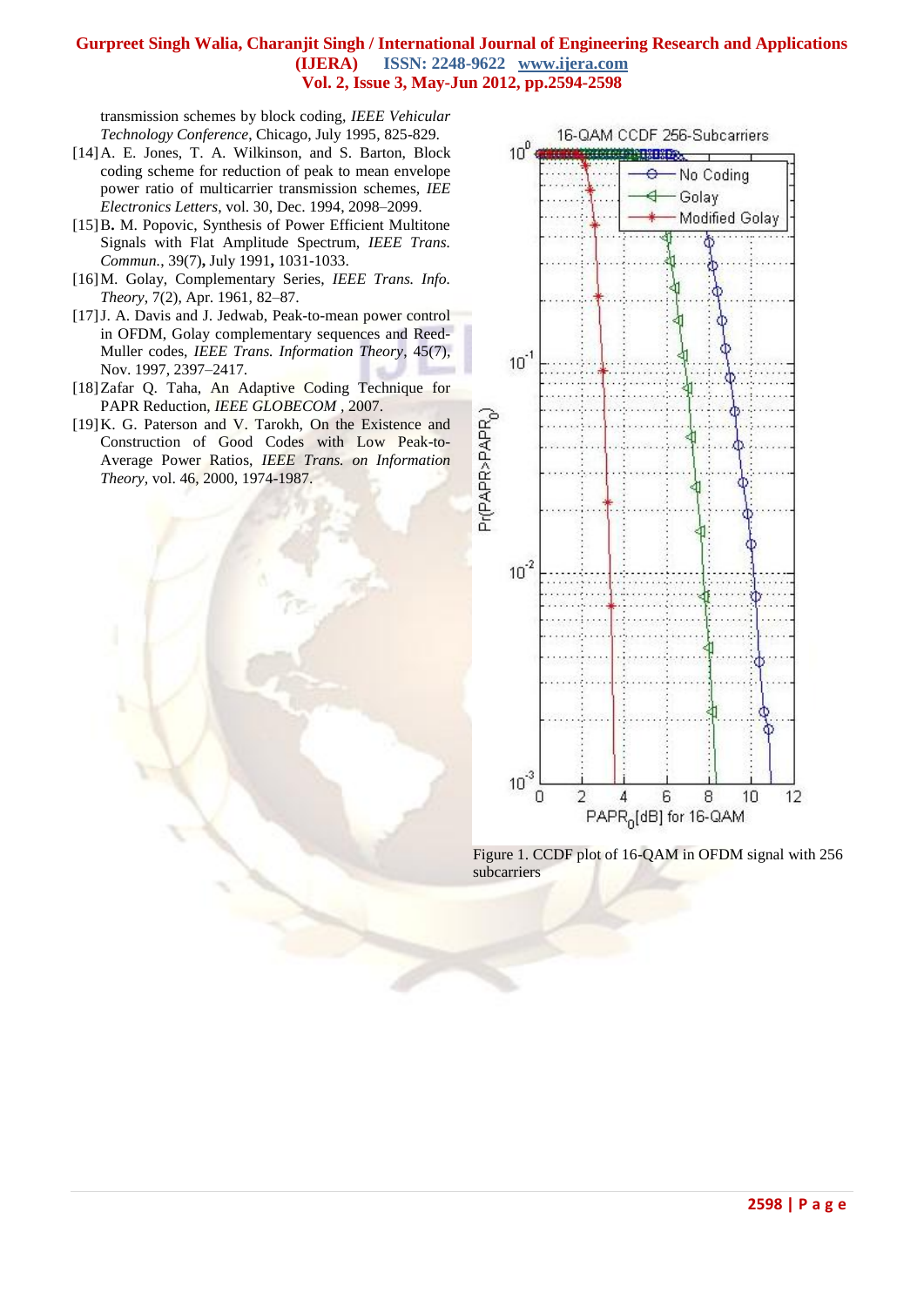transmission schemes by block coding, *IEEE Vehicular Technology Conference*, Chicago, July 1995, 825-829.

[14] A. E. Jones, T. A. Wilkinson, and S. Barton, Block coding scheme for reduction of peak to mean envelope power ratio of multicarrier transmission schemes, *IEE Electronics Letters*, vol. 30, Dec. 1994, 2098–2099.

[15] B. M. Popovic, Synthesis of Power Efficient Multitone Signals with Flat Amplitude Spectrum, *IEEE Trans. Commun.*, 39(7), July 1991, 1031-1033.

[16] M. Golay, Complementary Series, *IEEE Trans. Info. Theory*, 7(2), Apr. 1961, 82–87.

[17] J. A. Davis and J. Jedwab, Peak-to-mean power control in OFDM, Golay complementary sequences and Reed-Muller codes, *IEEE Trans. Information Theory*, 45(7), Nov. 1997, 2397–2417.

[18] Zafar Q. Taha, An Adaptive Coding Technique for PAPR Reduction, *IEEE GLOBECOM* , 2007.

[19] K. G. Paterson and V. Tarokh, On the Existence and Construction of Good Codes with Low Peak-to-Average Power Ratios, *IEEE Trans. on Information Theory*, vol. 46, 2000, 1974-1987.

16-QAM CCDF 256-Subcarriers

No Coding
Golay
Modified Golay

$10^0$
$10^{-1}$
$10^{-2}$
$10^{-3}$

$Pr(PAPR>PAPR_0)$

0 2 4 6 8 10 12

$PAPR_0$[dB] for 16-QAM

Figure 1. CCDF plot of 16-QAM in OFDM signal with 256 subcarriers